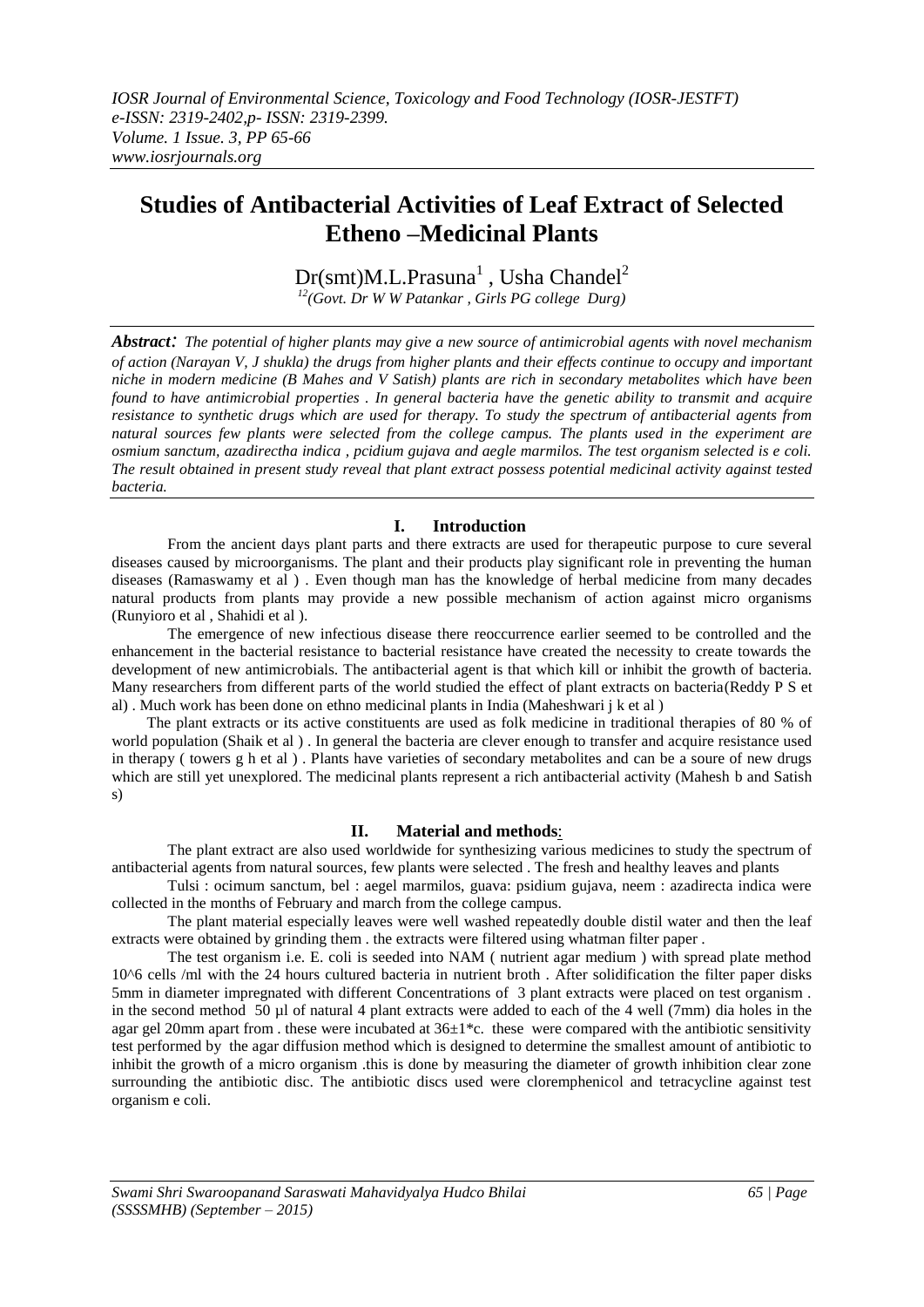# Studies of Antibacterial Activities of Leaf Extract of Selected Etheno –Medicinal Plants

Dr(smt)M.L.Prasuna[1] , Usha Chandel[2]

[12](Govt. Dr W W Patankar , Girls PG college Durg)

***Abstract:*** *The potential of higher plants may give a new source of antimicrobial agents with novel mechanism of action (Narayan V, J shukla) the drugs from higher plants and their effects continue to occupy and important niche in modern medicine (B Mahes and V Satish) plants are rich in secondary metabolites which have been found to have antimicrobial properties . In general bacteria have the genetic ability to transmit and acquire resistance to synthetic drugs which are used for therapy. To study the spectrum of antibacterial agents from natural sources few plants were selected from the college campus. The plants used in the experiment are osmium sanctum, azadirectha indica , pcidium gujava and aegle marmilos. The test organism selected is e coli. The result obtained in present study reveal that plant extract possess potential medicinal activity against tested bacteria.*

## I. Introduction

From the ancient days plant parts and there extracts are used for therapeutic purpose to cure several diseases caused by microorganisms. The plant and their products play significant role in preventing the human diseases (Ramaswamy et al ) . Even though man has the knowledge of herbal medicine from many decades natural products from plants may provide a new possible mechanism of action against micro organisms (Runyioro et al , Shahidi et al ).

The emergence of new infectious disease there reoccurrence earlier seemed to be controlled and the enhancement in the bacterial resistance to bacterial resistance have created the necessity to create towards the development of new antimicrobials. The antibacterial agent is that which kill or inhibit the growth of bacteria. Many researchers from different parts of the world studied the effect of plant extracts on bacteria(Reddy P S et al) . Much work has been done on ethno medicinal plants in India (Maheshwari j k et al )

The plant extracts or its active constituents are used as folk medicine in traditional therapies of 80 % of world population (Shaik et al ) . In general the bacteria are clever enough to transfer and acquire resistance used in therapy ( towers g h et al ) . Plants have varieties of secondary metabolites and can be a soure of new drugs which are still yet unexplored. The medicinal plants represent a rich antibacterial activity (Mahesh b and Satish s)

## II. Material and methods:

The plant extract are also used worldwide for synthesizing various medicines to study the spectrum of antibacterial agents from natural sources, few plants were selected . The fresh and healthy leaves and plants

Tulsi : ocimum sanctum, bel : aegel marmilos, guava: psidium gujava, neem : azadirecta indica were collected in the months of February and march from the college campus.

The plant material especially leaves were well washed repeatedly double distil water and then the leaf extracts were obtained by grinding them . the extracts were filtered using whatman filter paper .

The test organism i.e. E. coli is seeded into NAM ( nutrient agar medium ) with spread plate method 10^6 cells /ml with the 24 hours cultured bacteria in nutrient broth . After solidification the filter paper disks 5mm in diameter impregnated with different Concentrations of 3 plant extracts were placed on test organism . in the second method 50 µl of natural 4 plant extracts were added to each of the 4 well (7mm) dia holes in the agar gel 20mm apart from . these were incubated at 36±1*c. these were compared with the antibiotic sensitivity test performed by the agar diffusion method which is designed to determine the smallest amount of antibiotic to inhibit the growth of a micro organism .this is done by measuring the diameter of growth inhibition clear zone surrounding the antibiotic disc. The antibiotic discs used were cloremphenicol and tetracycline against test organism e coli.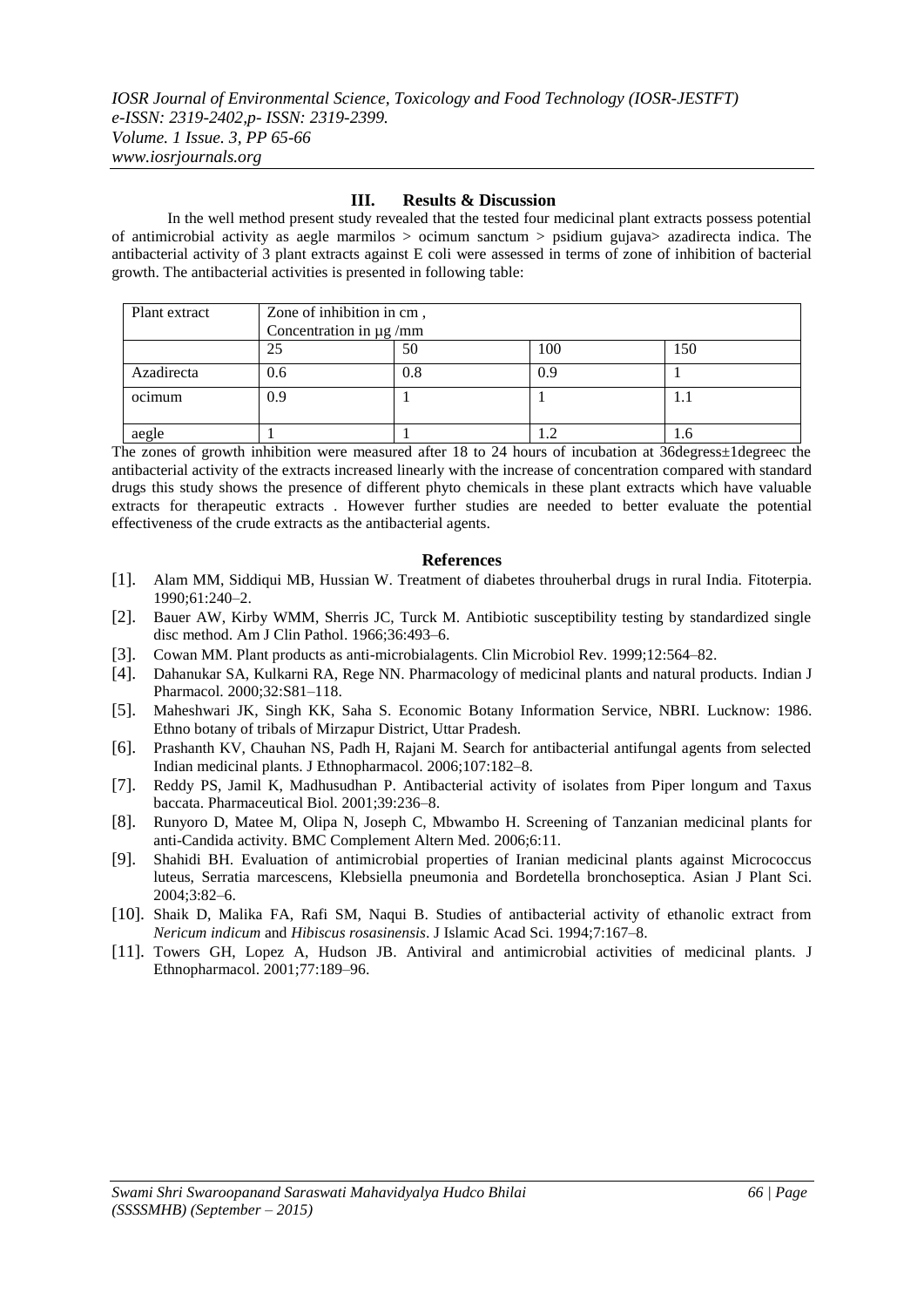## III. Results & Discussion

In the well method present study revealed that the tested four medicinal plant extracts possess potential of antimicrobial activity as aegle marmilos > ocimum sanctum > psidium gujava> azadirecta indica. The antibacterial activity of 3 plant extracts against E coli were assessed in terms of zone of inhibition of bacterial growth. The antibacterial activities is presented in following table:

| Plant extract | Zone of inhibition in cm , Concentration in µg /mm | | | |
|---|---|---|---|---|
| | 25 | 50 | 100 | 150 |
| Azadirecta | 0.6 | 0.8 | 0.9 | 1 |
| ocimum | 0.9 | 1 | 1 | 1.1 |
| aegle | 1 | 1 | 1.2 | 1.6 |

The zones of growth inhibition were measured after 18 to 24 hours of incubation at 36degress±1degreec the antibacterial activity of the extracts increased linearly with the increase of concentration compared with standard drugs this study shows the presence of different phyto chemicals in these plant extracts which have valuable extracts for therapeutic extracts . However further studies are needed to better evaluate the potential effectiveness of the crude extracts as the antibacterial agents.

## References

[1]. Alam MM, Siddiqui MB, Hussian W. Treatment of diabetes throuherbal drugs in rural India. Fitoterpia. 1990;61:240–2.

[2]. Bauer AW, Kirby WMM, Sherris JC, Turck M. Antibiotic susceptibility testing by standardized single disc method. Am J Clin Pathol. 1966;36:493–6.

[3]. Cowan MM. Plant products as anti-microbialagents. Clin Microbiol Rev. 1999;12:564–82.

[4]. Dahanukar SA, Kulkarni RA, Rege NN. Pharmacology of medicinal plants and natural products. Indian J Pharmacol. 2000;32:S81–118.

[5]. Maheshwari JK, Singh KK, Saha S. Economic Botany Information Service, NBRI. Lucknow: 1986. Ethno botany of tribals of Mirzapur District, Uttar Pradesh.

[6]. Prashanth KV, Chauhan NS, Padh H, Rajani M. Search for antibacterial antifungal agents from selected Indian medicinal plants. J Ethnopharmacol. 2006;107:182–8.

[7]. Reddy PS, Jamil K, Madhusudhan P. Antibacterial activity of isolates from Piper longum and Taxus baccata. Pharmaceutical Biol. 2001;39:236–8.

[8]. Runyoro D, Matee M, Olipa N, Joseph C, Mbwambo H. Screening of Tanzanian medicinal plants for anti-Candida activity. BMC Complement Altern Med. 2006;6:11.

[9]. Shahidi BH. Evaluation of antimicrobial properties of Iranian medicinal plants against Micrococcus luteus, Serratia marcescens, Klebsiella pneumonia and Bordetella bronchoseptica. Asian J Plant Sci. 2004;3:82–6.

[10]. Shaik D, Malika FA, Rafi SM, Naqui B. Studies of antibacterial activity of ethanolic extract from *Nericum indicum* and *Hibiscus rosasinensis*. J Islamic Acad Sci. 1994;7:167–8.

[11]. Towers GH, Lopez A, Hudson JB. Antiviral and antimicrobial activities of medicinal plants. J Ethnopharmacol. 2001;77:189–96.